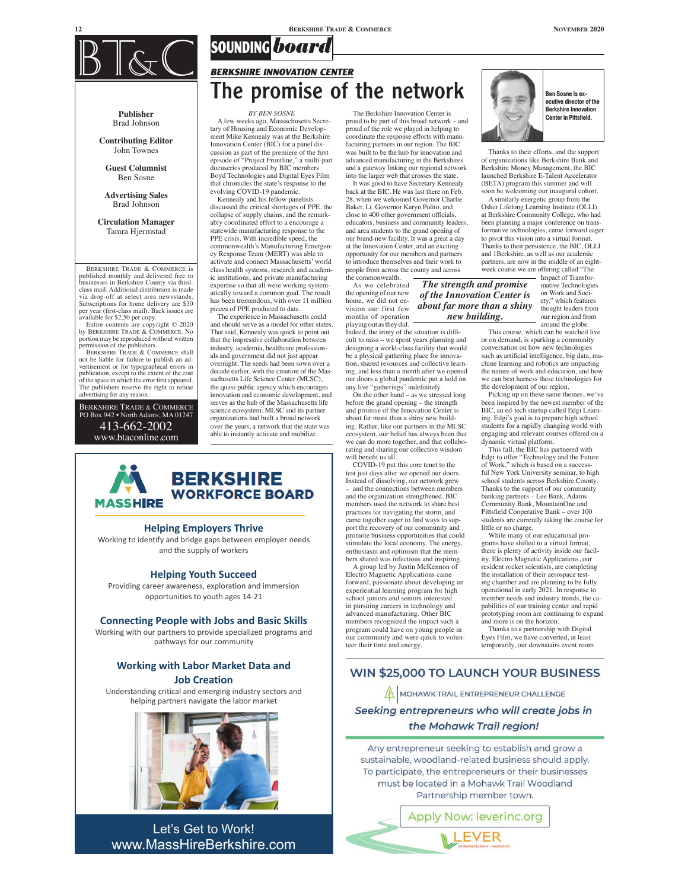# SOUNDING board

## BERKSHIRE INNOVATION CENTER

# The promise of the network

*BY BEN SOSNE*

A few weeks ago, Massachusetts Secretary of Housing and Economic Development Mike Kennealy was at the Berkshire Innovation Center (BIC) for a panel discussion as part of the premiere of the first episode of "Project Frontline," a multi-part docuseries produced by BIC members Boyd Technologies and Digital Eyes Film that chronicles the state's response to the evolving COVID-19 pandemic.

Kennealy and his fellow panelists discussed the critical shortages of PPE, the collapse of supply chains, and the remarkably coordinated effort to a encourage a statewide manufacturing response to the PPE crisis. With incredible speed, the commonwealth's Manufacturing Emergency Response Team (MERT) was able to activate and connect Massachusetts' world class health systems, research and academic institutions, and private manufacturing expertise so that all were working systematically toward a common goal. The result has been tremendous, with over 11 million pieces of PPE produced to date.

The experience in Massachusetts could and should serve as a model for other states. That said, Kennealy was quick to point out that the impressive collaboration between industry, academia, healthcare professionals and government did not just appear overnight. The seeds had been sown over a decade earlier, with the creation of the Massachusetts Life Science Center (MLSC), the quasi-public agency which encourages innovation and economic development, and serves as the hub of the Massachusetts life science ecosystem. MLSC and its partner organizations had built a broad network over the years, a network that the state was able to instantly activate and mobilize.

The Berkshire Innovation Center is proud to be part of this broad network – and proud of the role we played in helping to coordinate the response efforts with manufacturing partners in our region. The BIC was built to be the hub for innovation and advanced manufacturing in the Berkshires and a gateway linking our regional network into the larger web that crosses the state.

It was good to have Secretary Kennealy back at the BIC. He was last there on Feb. 28, when we welcomed Governor Charlie Baker, Lt. Governor Karyn Polito, and close to 400 other government officials, educators, business and community leaders, and area students to the grand opening of our brand-new facility. It was a great a day at the Innovation Center, and an exciting opportunity for our members and partners to introduce themselves and their work to people from across the county and across the commonwealth.

> *The strength and promise of the Innovation Center is about far more than a shiny new building.*

As we celebrated the opening of our new home, we did not envision our first few months of operation playing out as they did. Indeed, the irony of the situation is difficult to miss – we spent years planning and designing a world-class facility that would be a physical gathering place for innovation, shared resources and collective learning, and less than a month after we opened our doors a global pandemic put a hold on any live "gatherings" indefinitely.

On the other hand – as we stressed long before the grand opening – the strength and promise of the Innovation Center is about far more than a shiny new building. Rather, like our partners in the MLSC ecosystem, our belief has always been that we can do more together, and that collaborating and sharing our collective wisdom will benefit us all.

COVID-19 put this core tenet to the test just days after we opened our doors. Instead of dissolving, our network grew – and the connections between members and the organization strengthened. BIC members used the network to share best practices for navigating the storm, and came together eager to find ways to support the recovery of our community and promote business opportunities that could stimulate the local economy. The energy, enthusiasm and optimism that the members shared was infectious and inspiring.

A group led by Justin McKennon of Electro Magnetic Applications came forward, passionate about developing an experiential learning program for high school juniors and seniors interested in pursuing careers in technology and advanced manufacturing. Other BIC members recognized the impact such a program could have on young people in our community and were quick to volunteer their time and energy.

**Ben Sosne is executive director of the Berkshire Innovation Center in Pittsfield.**

Thanks to their efforts, and the support of organizations like Berkshire Bank and Berkshire Money Management, the BIC launched Berkshire E-Talent Accelerator (BETA) program this summer and will soon be welcoming our inaugural cohort.

A similarly energetic group from the Osher Lifelong Learning Institute (OLLI) at Berkshire Community College, who had been planning a major conference on transformative technologies, came forward eager to pivot this vision into a virtual format. Thanks to their persistence, the BIC, OLLI and 1Berkshire, as well as our academic partners, are now in the middle of an eight-week course we are offering called "The Impact of Transformative Technologies on Work and Society," which features thought leaders from our region and from around the globe.

This course, which can be watched live or on demand, is sparking a community conversation on how new technologies such as artificial intelligence, big data, machine learning and robotics are impacting the nature of work and education, and how we can best harness these technologies for the development of our region.

Picking up on these same themes, we've been inspired by the newest member of the BIC, an ed-tech startup called Edgi Learning. Edgi's goal is to prepare high school students for a rapidly changing world with engaging and relevant courses offered on a dynamic virtual platform.

This fall, the BIC has partnered with Edgi to offer "Technology and the Future of Work," which is based on a successful New York University seminar, to high school students across Berkshire County. Thanks to the support of our community banking partners – Lee Bank, Adams Community Bank, MountainOne and Pittsfield Cooperative Bank – over 100 students are currently taking the course for little or no charge.

While many of our educational programs have shifted to a virtual format, there is plenty of activity inside our facility. Electro Magnetic Applications, our resident rocket scientists, are completing the installation of their aerospace testing chamber and are planning to be fully operational in early 2021. In response to member needs and industry trends, the capabilities of our training center and rapid prototyping room are continuing to expand and more is on the horizon.

Thanks to a partnership with Digital Eyes Film, we have converted, at least temporarily, our downstairs event room

---

**BT&C**

**Publisher**
Brad Johnson

**Contributing Editor**
John Townes

**Guest Columnist**
Ben Sosne

**Advertising Sales**
Brad Johnson

**Circulation Manager**
Tamra Hjermstad

BERKSHIRE TRADE & COMMERCE is published monthly and delivered free to businesses in Berkshire County via third-class mail. Additional distribution is made via drop-off at select area newsstands. Subscriptions for home delivery are $30 per year (first-class mail). Back issues are available for $2.50 per copy.

Entire contents are copyright © 2020 by BERKSHIRE TRADE & COMMERCE. No portion may be reproduced without written permission of the publishers.

BERKSHIRE TRADE & COMMERCE shall not be liable for failure to publish an advertisement or for typographical errors in publication, except to the extent of the cost of the space in which the error first appeared. The publishers reserve the right to refuse advertising for any reason.

BERKSHIRE TRADE & COMMERCE
PO Box 942 • North Adams, MA 01247
413-662-2002
www.btaconline.com

---

**MASSHIRE BERKSHIRE WORKFORCE BOARD**

**Helping Employers Thrive**
Working to identify and bridge gaps between employer needs and the supply of workers

**Helping Youth Succeed**
Providing career awareness, exploration and immersion opportunities to youth ages 14-21

**Connecting People with Jobs and Basic Skills**
Working with our partners to provide specialized programs and pathways for our community

**Working with Labor Market Data and Job Creation**
Understanding critical and emerging industry sectors and helping partners navigate the labor market

Let's Get to Work!
www.MassHireBerkshire.com

---

**WIN $25,000 TO LAUNCH YOUR BUSINESS**

MOHAWK TRAIL ENTREPRENEUR CHALLENGE

*Seeking entrepreneurs who will create jobs in the Mohawk Trail region!*

Any entrepreneur seeking to establish and grow a sustainable, woodland-related business should apply. To participate, the entrepreneurs or their businesses must be located in a Mohawk Trail Woodland Partnership member town.

Apply Now: leverinc.org

LEVER ENTREPRENEURSHIP + INNOVATION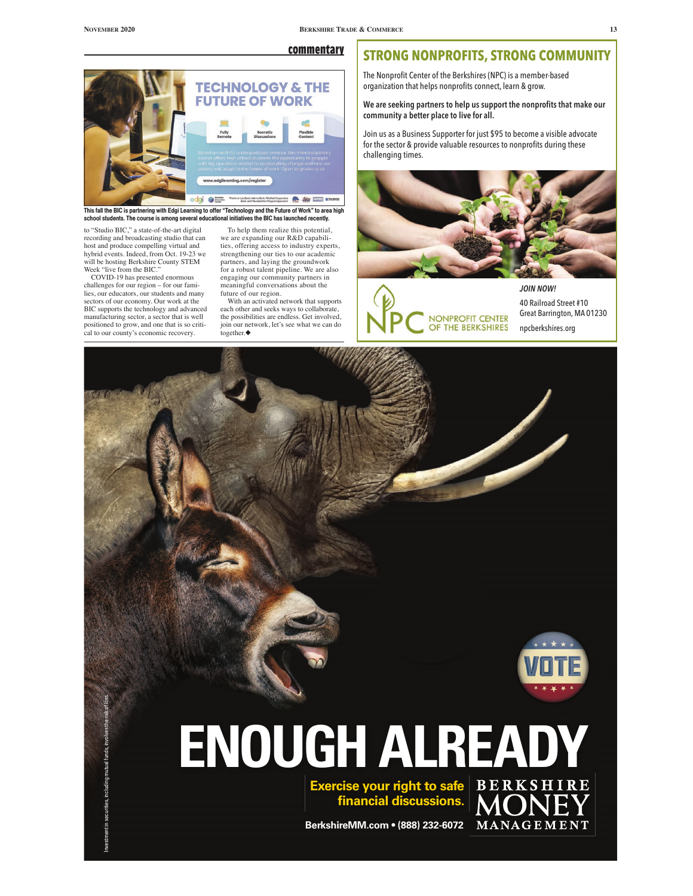## commentary

This fall the BIC is partnering with Edgi Learning to offer "Technology and the Future of Work" to area high school students. The course is among several educational initiatives the BIC has launched recently.

to "Studio BIC," a state-of-the-art digital recording and broadcasting studio that can host and produce compelling virtual and hybrid events. Indeed, from Oct. 19-23 we will be hosting Berkshire County STEM Week "live from the BIC."

COVID-19 has presented enormous challenges for our region – for our families, our educators, our students and many sectors of our economy. Our work at the BIC supports the technology and advanced manufacturing sector, a sector that is well positioned to grow, and one that is so critical to our county's economic recovery.

To help them realize this potential, we are expanding our R&D capabilities, offering access to industry experts, strengthening our ties to our academic partners, and laying the groundwork for a robust talent pipeline. We are also engaging our community partners in meaningful conversations about the future of our region.

With an activated network that supports each other and seeks ways to collaborate, the possibilities are endless. Get involved, join our network, let's see what we can do together.◆

## STRONG NONPROFITS, STRONG COMMUNITY

The Nonprofit Center of the Berkshires (NPC) is a member-based organization that helps nonprofits connect, learn & grow.

**We are seeking partners to help us support the nonprofits that make our community a better place to live for all.**

Join us as a Business Supporter for just $95 to become a visible advocate for the sector & provide valuable resources to nonprofits during these challenging times.

NPC NONPROFIT CENTER OF THE BERKSHIRES

***JOIN NOW!***

40 Railroad Street #10
Great Barrington, MA 01230
npcberkshires.org

# ENOUGH ALREADY

**Exercise your right to safe financial discussions.**

BERKSHIRE MONEY MANAGEMENT

BerkshireMM.com • (888) 232-6072

Investment in securities, including mutual funds, involves the risk of loss.